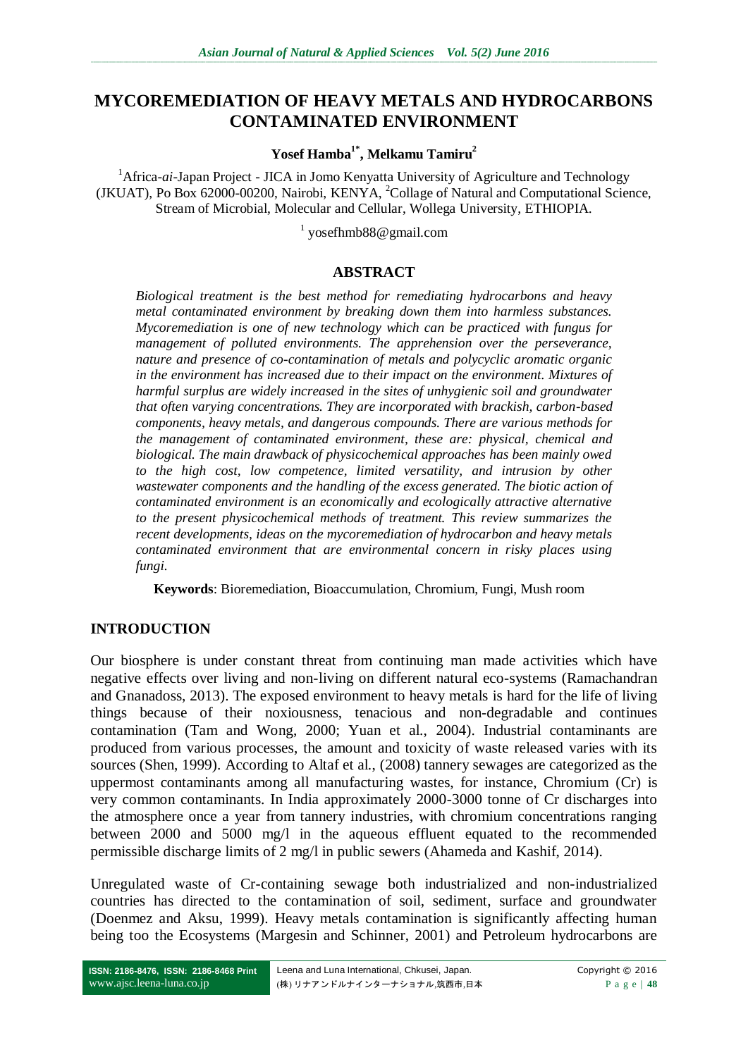# MYCOREMEDIATION OF HEAVY METALS AND HYDROCARBONS CONTAMINATED ENVIRONMENT

**Yosef Hamba[1*], Melkamu Tamiru[2]**

[1]Africa-*ai*-Japan Project - JICA in Jomo Kenyatta University of Agriculture and Technology (JKUAT), Po Box 62000-00200, Nairobi, KENYA, [2]Collage of Natural and Computational Science, Stream of Microbial, Molecular and Cellular, Wollega University, ETHIOPIA.

[1] yosefhmb88@gmail.com

## ABSTRACT

*Biological treatment is the best method for remediating hydrocarbons and heavy metal contaminated environment by breaking down them into harmless substances. Mycoremediation is one of new technology which can be practiced with fungus for management of polluted environments. The apprehension over the perseverance, nature and presence of co-contamination of metals and polycyclic aromatic organic in the environment has increased due to their impact on the environment. Mixtures of harmful surplus are widely increased in the sites of unhygienic soil and groundwater that often varying concentrations. They are incorporated with brackish, carbon-based components, heavy metals, and dangerous compounds. There are various methods for the management of contaminated environment, these are: physical, chemical and biological. The main drawback of physicochemical approaches has been mainly owed to the high cost, low competence, limited versatility, and intrusion by other wastewater components and the handling of the excess generated. The biotic action of contaminated environment is an economically and ecologically attractive alternative to the present physicochemical methods of treatment. This review summarizes the recent developments, ideas on the mycoremediation of hydrocarbon and heavy metals contaminated environment that are environmental concern in risky places using fungi.*

**Keywords**: Bioremediation, Bioaccumulation, Chromium, Fungi, Mush room

## INTRODUCTION

Our biosphere is under constant threat from continuing man made activities which have negative effects over living and non-living on different natural eco-systems (Ramachandran and Gnanadoss, 2013). The exposed environment to heavy metals is hard for the life of living things because of their noxiousness, tenacious and non-degradable and continues contamination (Tam and Wong, 2000; Yuan et al., 2004). Industrial contaminants are produced from various processes, the amount and toxicity of waste released varies with its sources (Shen, 1999). According to Altaf et al., (2008) tannery sewages are categorized as the uppermost contaminants among all manufacturing wastes, for instance, Chromium (Cr) is very common contaminants. In India approximately 2000-3000 tonne of Cr discharges into the atmosphere once a year from tannery industries, with chromium concentrations ranging between 2000 and 5000 mg/l in the aqueous effluent equated to the recommended permissible discharge limits of 2 mg/l in public sewers (Ahameda and Kashif, 2014).

Unregulated waste of Cr-containing sewage both industrialized and non-industrialized countries has directed to the contamination of soil, sediment, surface and groundwater (Doenmez and Aksu, 1999). Heavy metals contamination is significantly affecting human being too the Ecosystems (Margesin and Schinner, 2001) and Petroleum hydrocarbons are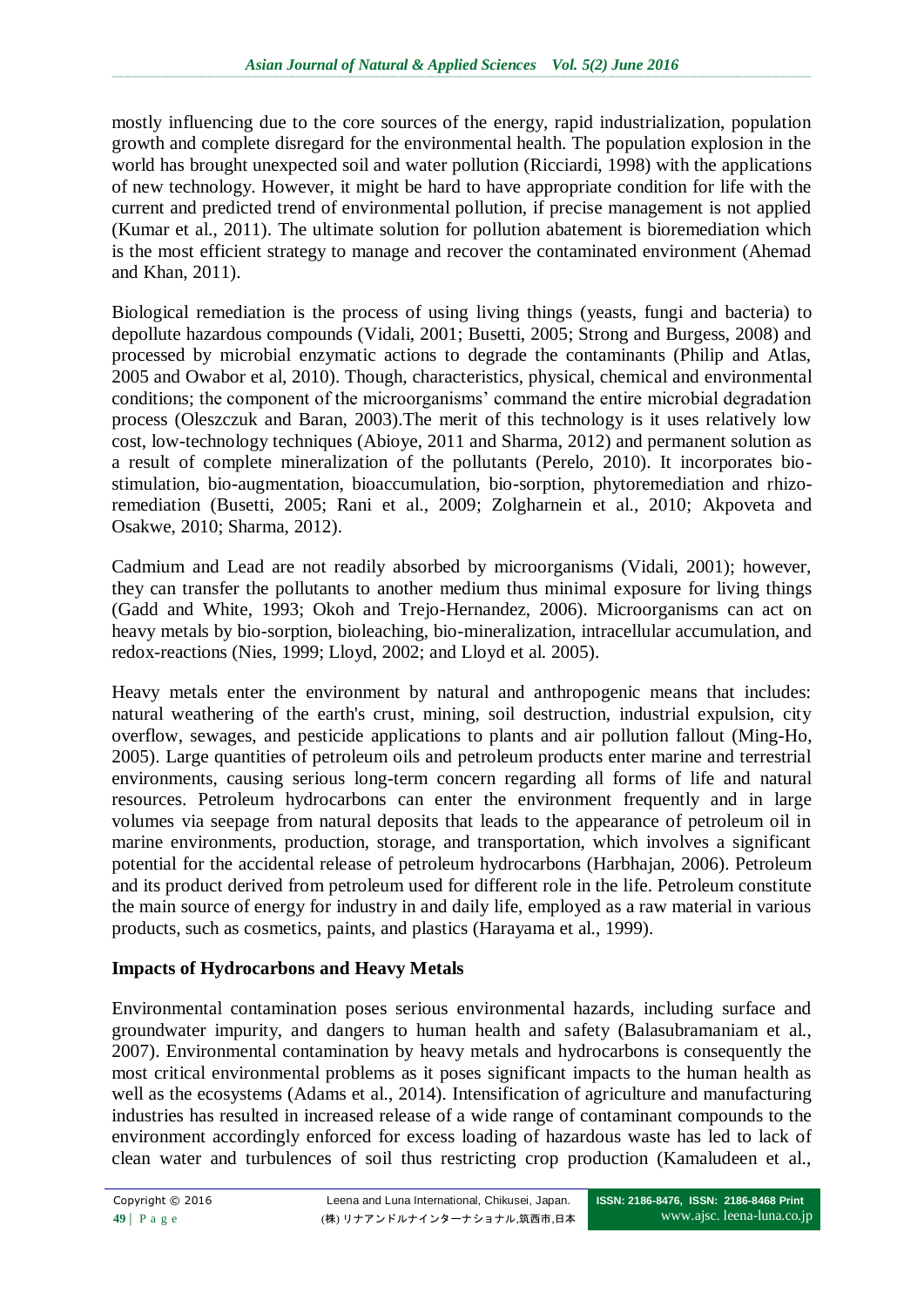mostly influencing due to the core sources of the energy, rapid industrialization, population growth and complete disregard for the environmental health. The population explosion in the world has brought unexpected soil and water pollution (Ricciardi, 1998) with the applications of new technology. However, it might be hard to have appropriate condition for life with the current and predicted trend of environmental pollution, if precise management is not applied (Kumar et al., 2011). The ultimate solution for pollution abatement is bioremediation which is the most efficient strategy to manage and recover the contaminated environment (Ahemad and Khan, 2011).

Biological remediation is the process of using living things (yeasts, fungi and bacteria) to depollute hazardous compounds (Vidali, 2001; Busetti, 2005; Strong and Burgess, 2008) and processed by microbial enzymatic actions to degrade the contaminants (Philip and Atlas, 2005 and Owabor et al, 2010). Though, characteristics, physical, chemical and environmental conditions; the component of the microorganisms' command the entire microbial degradation process (Oleszczuk and Baran, 2003).The merit of this technology is it uses relatively low cost, low-technology techniques (Abioye, 2011 and Sharma, 2012) and permanent solution as a result of complete mineralization of the pollutants (Perelo, 2010). It incorporates bio-stimulation, bio-augmentation, bioaccumulation, bio-sorption, phytoremediation and rhizo-remediation (Busetti, 2005; Rani et al., 2009; Zolgharnein et al., 2010; Akpoveta and Osakwe, 2010; Sharma, 2012).

Cadmium and Lead are not readily absorbed by microorganisms (Vidali, 2001); however, they can transfer the pollutants to another medium thus minimal exposure for living things (Gadd and White, 1993; Okoh and Trejo-Hernandez, 2006). Microorganisms can act on heavy metals by bio-sorption, bioleaching, bio-mineralization, intracellular accumulation, and redox-reactions (Nies, 1999; Lloyd, 2002; and Lloyd et al. 2005).

Heavy metals enter the environment by natural and anthropogenic means that includes: natural weathering of the earth's crust, mining, soil destruction, industrial expulsion, city overflow, sewages, and pesticide applications to plants and air pollution fallout (Ming-Ho, 2005). Large quantities of petroleum oils and petroleum products enter marine and terrestrial environments, causing serious long-term concern regarding all forms of life and natural resources. Petroleum hydrocarbons can enter the environment frequently and in large volumes via seepage from natural deposits that leads to the appearance of petroleum oil in marine environments, production, storage, and transportation, which involves a significant potential for the accidental release of petroleum hydrocarbons (Harbhajan, 2006). Petroleum and its product derived from petroleum used for different role in the life. Petroleum constitute the main source of energy for industry in and daily life, employed as a raw material in various products, such as cosmetics, paints, and plastics (Harayama et al., 1999).

## Impacts of Hydrocarbons and Heavy Metals

Environmental contamination poses serious environmental hazards, including surface and groundwater impurity, and dangers to human health and safety (Balasubramaniam et al., 2007). Environmental contamination by heavy metals and hydrocarbons is consequently the most critical environmental problems as it poses significant impacts to the human health as well as the ecosystems (Adams et al., 2014). Intensification of agriculture and manufacturing industries has resulted in increased release of a wide range of contaminant compounds to the environment accordingly enforced for excess loading of hazardous waste has led to lack of clean water and turbulences of soil thus restricting crop production (Kamaludeen et al.,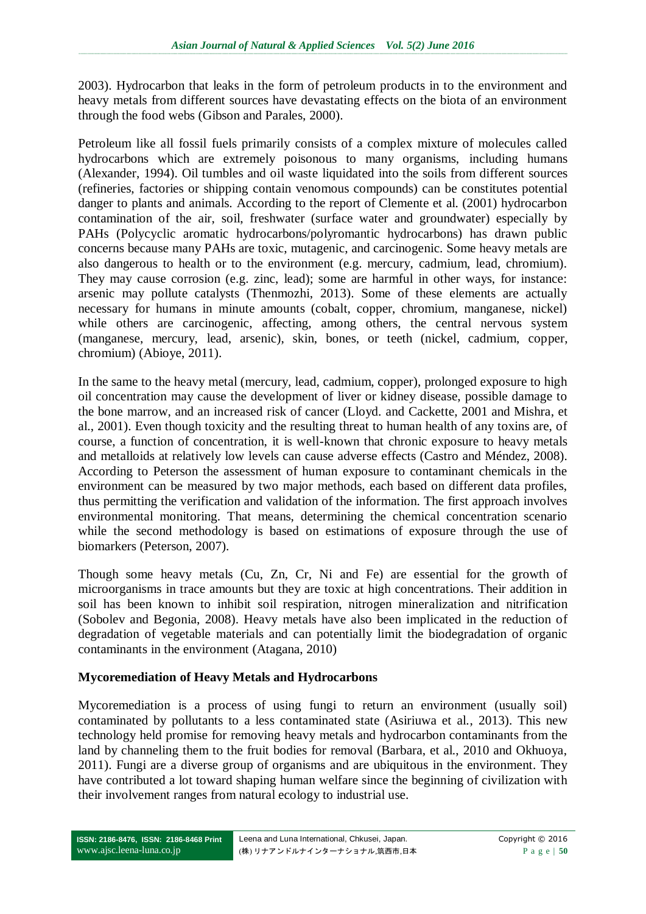2003). Hydrocarbon that leaks in the form of petroleum products in to the environment and heavy metals from different sources have devastating effects on the biota of an environment through the food webs (Gibson and Parales, 2000).

Petroleum like all fossil fuels primarily consists of a complex mixture of molecules called hydrocarbons which are extremely poisonous to many organisms, including humans (Alexander, 1994). Oil tumbles and oil waste liquidated into the soils from different sources (refineries, factories or shipping contain venomous compounds) can be constitutes potential danger to plants and animals. According to the report of Clemente et al. (2001) hydrocarbon contamination of the air, soil, freshwater (surface water and groundwater) especially by PAHs (Polycyclic aromatic hydrocarbons/polyromantic hydrocarbons) has drawn public concerns because many PAHs are toxic, mutagenic, and carcinogenic. Some heavy metals are also dangerous to health or to the environment (e.g. mercury, cadmium, lead, chromium). They may cause corrosion (e.g. zinc, lead); some are harmful in other ways, for instance: arsenic may pollute catalysts (Thenmozhi, 2013). Some of these elements are actually necessary for humans in minute amounts (cobalt, copper, chromium, manganese, nickel) while others are carcinogenic, affecting, among others, the central nervous system (manganese, mercury, lead, arsenic), skin, bones, or teeth (nickel, cadmium, copper, chromium) (Abioye, 2011).

In the same to the heavy metal (mercury, lead, cadmium, copper), prolonged exposure to high oil concentration may cause the development of liver or kidney disease, possible damage to the bone marrow, and an increased risk of cancer (Lloyd. and Cackette, 2001 and Mishra, et al., 2001). Even though toxicity and the resulting threat to human health of any toxins are, of course, a function of concentration, it is well-known that chronic exposure to heavy metals and metalloids at relatively low levels can cause adverse effects (Castro and Méndez, 2008). According to Peterson the assessment of human exposure to contaminant chemicals in the environment can be measured by two major methods, each based on different data profiles, thus permitting the verification and validation of the information. The first approach involves environmental monitoring. That means, determining the chemical concentration scenario while the second methodology is based on estimations of exposure through the use of biomarkers (Peterson, 2007).

Though some heavy metals (Cu, Zn, Cr, Ni and Fe) are essential for the growth of microorganisms in trace amounts but they are toxic at high concentrations. Their addition in soil has been known to inhibit soil respiration, nitrogen mineralization and nitrification (Sobolev and Begonia, 2008). Heavy metals have also been implicated in the reduction of degradation of vegetable materials and can potentially limit the biodegradation of organic contaminants in the environment (Atagana, 2010)

## Mycoremediation of Heavy Metals and Hydrocarbons

Mycoremediation is a process of using fungi to return an environment (usually soil) contaminated by pollutants to a less contaminated state (Asiriuwa et al., 2013). This new technology held promise for removing heavy metals and hydrocarbon contaminants from the land by channeling them to the fruit bodies for removal (Barbara, et al., 2010 and Okhuoya, 2011). Fungi are a diverse group of organisms and are ubiquitous in the environment. They have contributed a lot toward shaping human welfare since the beginning of civilization with their involvement ranges from natural ecology to industrial use.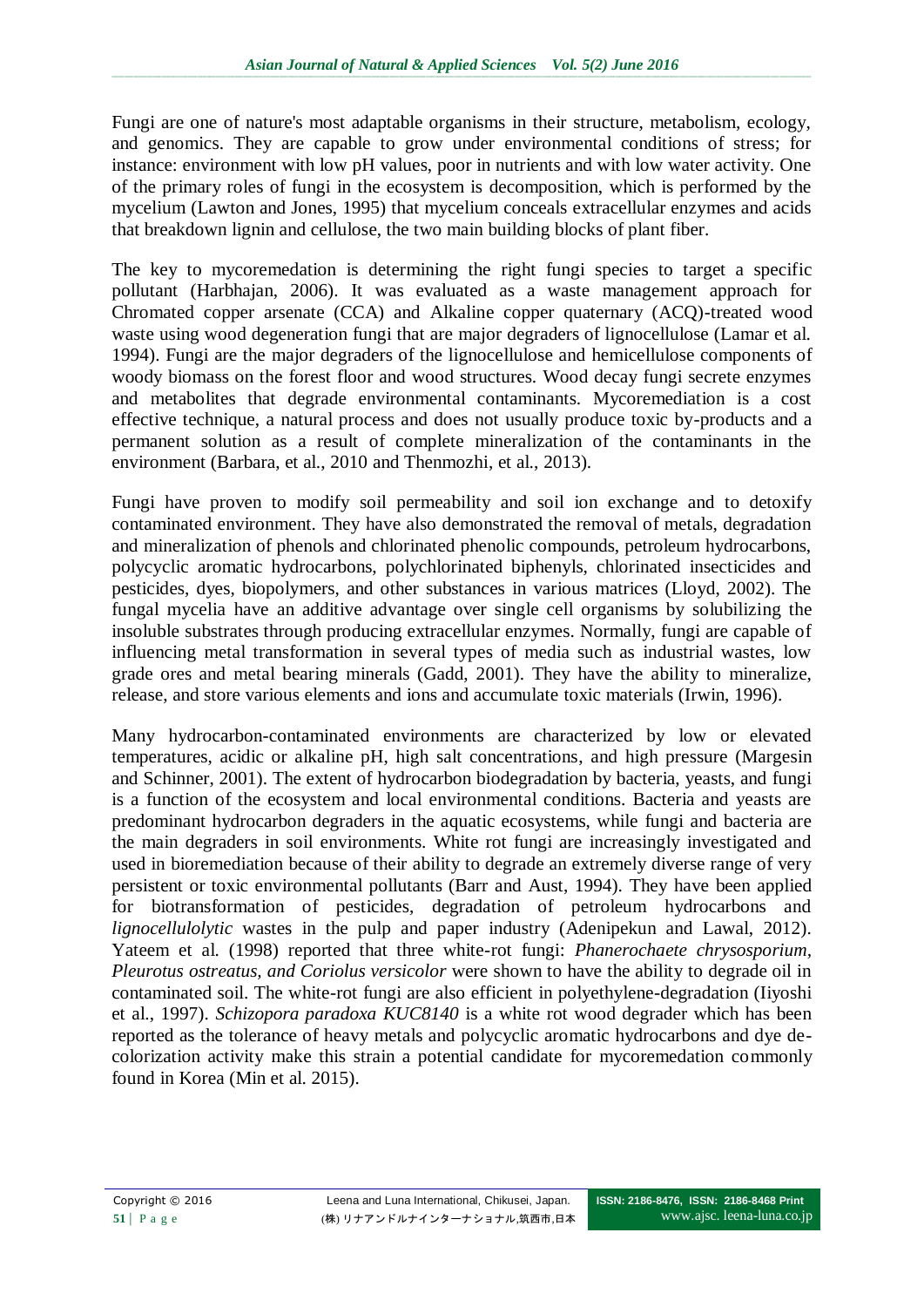Fungi are one of nature's most adaptable organisms in their structure, metabolism, ecology, and genomics. They are capable to grow under environmental conditions of stress; for instance: environment with low pH values, poor in nutrients and with low water activity. One of the primary roles of fungi in the ecosystem is decomposition, which is performed by the mycelium (Lawton and Jones, 1995) that mycelium conceals extracellular enzymes and acids that breakdown lignin and cellulose, the two main building blocks of plant fiber.

The key to mycoremedation is determining the right fungi species to target a specific pollutant (Harbhajan, 2006). It was evaluated as a waste management approach for Chromated copper arsenate (CCA) and Alkaline copper quaternary (ACQ)-treated wood waste using wood degeneration fungi that are major degraders of lignocellulose (Lamar et al. 1994). Fungi are the major degraders of the lignocellulose and hemicellulose components of woody biomass on the forest floor and wood structures. Wood decay fungi secrete enzymes and metabolites that degrade environmental contaminants. Mycoremediation is a cost effective technique, a natural process and does not usually produce toxic by-products and a permanent solution as a result of complete mineralization of the contaminants in the environment (Barbara, et al., 2010 and Thenmozhi, et al., 2013).

Fungi have proven to modify soil permeability and soil ion exchange and to detoxify contaminated environment. They have also demonstrated the removal of metals, degradation and mineralization of phenols and chlorinated phenolic compounds, petroleum hydrocarbons, polycyclic aromatic hydrocarbons, polychlorinated biphenyls, chlorinated insecticides and pesticides, dyes, biopolymers, and other substances in various matrices (Lloyd, 2002). The fungal mycelia have an additive advantage over single cell organisms by solubilizing the insoluble substrates through producing extracellular enzymes. Normally, fungi are capable of influencing metal transformation in several types of media such as industrial wastes, low grade ores and metal bearing minerals (Gadd, 2001). They have the ability to mineralize, release, and store various elements and ions and accumulate toxic materials (Irwin, 1996).

Many hydrocarbon-contaminated environments are characterized by low or elevated temperatures, acidic or alkaline pH, high salt concentrations, and high pressure (Margesin and Schinner, 2001). The extent of hydrocarbon biodegradation by bacteria, yeasts, and fungi is a function of the ecosystem and local environmental conditions. Bacteria and yeasts are predominant hydrocarbon degraders in the aquatic ecosystems, while fungi and bacteria are the main degraders in soil environments. White rot fungi are increasingly investigated and used in bioremediation because of their ability to degrade an extremely diverse range of very persistent or toxic environmental pollutants (Barr and Aust, 1994). They have been applied for biotransformation of pesticides, degradation of petroleum hydrocarbons and *lignocellulolytic* wastes in the pulp and paper industry (Adenipekun and Lawal, 2012). Yateem et al. (1998) reported that three white-rot fungi: *Phanerochaete chrysosporium, Pleurotus ostreatus, and Coriolus versicolor* were shown to have the ability to degrade oil in contaminated soil. The white-rot fungi are also efficient in polyethylene-degradation (Iiyoshi et al., 1997). *Schizopora paradoxa KUC8140* is a white rot wood degrader which has been reported as the tolerance of heavy metals and polycyclic aromatic hydrocarbons and dye de-colorization activity make this strain a potential candidate for mycoremedation commonly found in Korea (Min et al. 2015).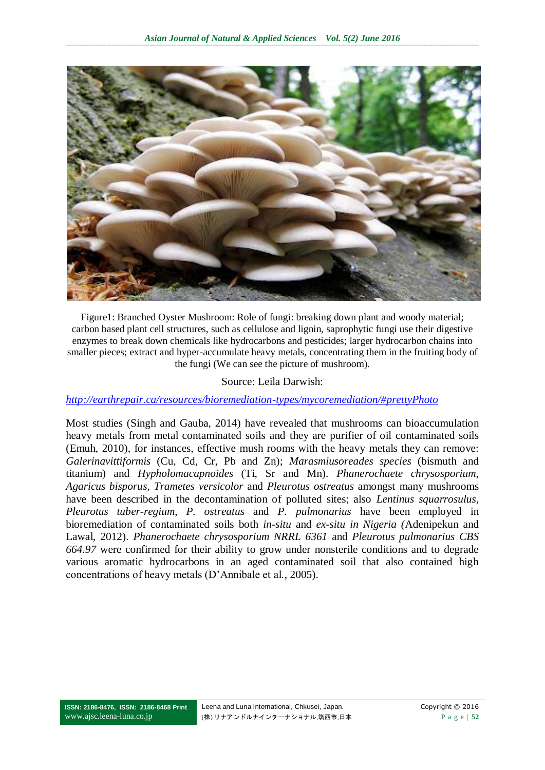Figure1: Branched Oyster Mushroom: Role of fungi: breaking down plant and woody material; carbon based plant cell structures, such as cellulose and lignin, saprophytic fungi use their digestive enzymes to break down chemicals like hydrocarbons and pesticides; larger hydrocarbon chains into smaller pieces; extract and hyper-accumulate heavy metals, concentrating them in the fruiting body of the fungi (We can see the picture of mushroom).

Source: Leila Darwish:

http://earthrepair.ca/resources/bioremediation-types/mycoremediation/#prettyPhoto

Most studies (Singh and Gauba, 2014) have revealed that mushrooms can bioaccumulation heavy metals from metal contaminated soils and they are purifier of oil contaminated soils (Emuh, 2010), for instances, effective mush rooms with the heavy metals they can remove: *Galerinavittiformis* (Cu, Cd, Cr, Pb and Zn); *Marasmiusoreades species* (bismuth and titanium) and *Hypholomacapnoides* (Ti, Sr and Mn). *Phanerochaete chrysosporium*, *Agaricus bisporus*, *Trametes versicolor* and *Pleurotus ostreatus* amongst many mushrooms have been described in the decontamination of polluted sites; also *Lentinus squarrosulus*, *Pleurotus tuber-regium*, *P. ostreatus* and *P. pulmonarius* have been employed in bioremediation of contaminated soils both *in-situ* and *ex-situ in Nigeria (*Adenipekun and Lawal, 2012). *Phanerochaete chrysosporium NRRL 6361* and *Pleurotus pulmonarius CBS 664.97* were confirmed for their ability to grow under nonsterile conditions and to degrade various aromatic hydrocarbons in an aged contaminated soil that also contained high concentrations of heavy metals (D'Annibale et al., 2005).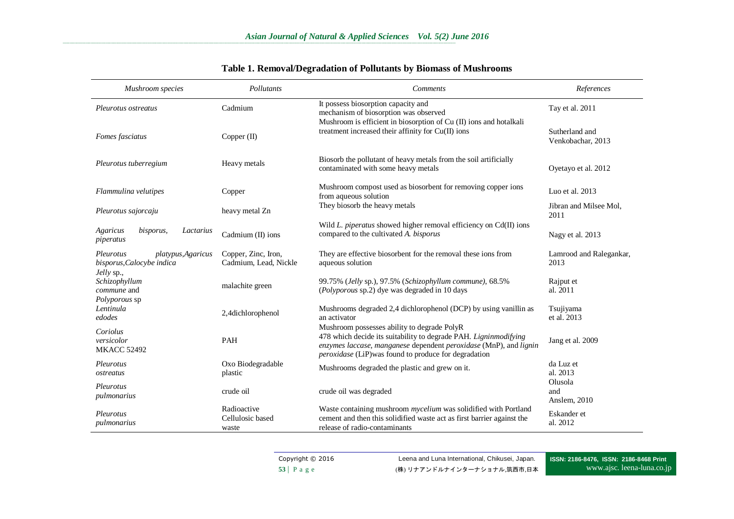**Table 1. Removal/Degradation of Pollutants by Biomass of Mushrooms**

| *Mushroom species* | *Pollutants* | *Comments* | *References* |
|---|---|---|---|
| *Pleurotus ostreatus* | Cadmium | It possess biosorption capacity and mechanism of biosorption was observed | Tay et al. 2011 |
| *Fomes fasciatus* | Copper (II) | Mushroom is efficient in biosorption of Cu (II) ions and hotalkali treatment increased their affinity for Cu(II) ions | Sutherland and Venkobachar, 2013 |
| *Pleurotus tuberregium* | Heavy metals | Biosorb the pollutant of heavy metals from the soil artificially contaminated with some heavy metals | Oyetayo et al. 2012 |
| *Flammulina velutipes* | Copper | Mushroom compost used as biosorbent for removing copper ions from aqueous solution | Luo et al. 2013 |
| *Pleurotus sajorcaju* | heavy metal Zn | They biosorb the heavy metals | Jibran and Milsee Mol, 2011 |
| *Agaricus bisporus, Lactarius piperatus* | Cadmium (II) ions | Wild *L. piperatus* showed higher removal efficiency on Cd(II) ions compared to the cultivated *A. bisporus* | Nagy et al. 2013 |
| *Pleurotus platypus,Agaricus bisporus,Calocybe indica* | Copper, Zinc, Iron, Cadmium, Lead, Nickle | They are effective biosorbent for the removal these ions from aqueous solution | Lamrood and Ralegankar, 2013 |
| *Jelly* sp., *Schizophyllum commune* and *Polyporous* sp | malachite green | 99.75% (*Jelly* sp.), 97.5% (*Schizophyllum commune)*, 68.5% (*Polyporous* sp.2) dye was degraded in 10 days | Rajput et al. 2011 |
| *Lentinula edodes* | 2,4dichlorophenol | Mushrooms degraded 2,4 dichlorophenol (DCP) by using vanillin as an activator | Tsujiyama et al. 2013 |
| *Coriolus versicolor* MKACC 52492 | PAH | Mushroom possesses ability to degrade PolyR 478 which decide its suitability to degrade PAH. *Ligninmodifying enzymes laccase, manganese* dependent *peroxidase* (MnP), and *lignin peroxidase* (LiP)was found to produce for degradation | Jang et al. 2009 |
| *Pleurotus ostreatus* | Oxo Biodegradable plastic | Mushrooms degraded the plastic and grew on it. | da Luz et al. 2013 |
| *Pleurotus pulmonarius* | crude oil | crude oil was degraded | Olusola and Anslem, 2010 |
| *Pleurotus pulmonarius* | Radioactive Cellulosic based waste | Waste containing mushroom *mycelium* was solidified with Portland cement and then this solidified waste act as first barrier against the release of radio-contaminants | Eskander et al. 2012 |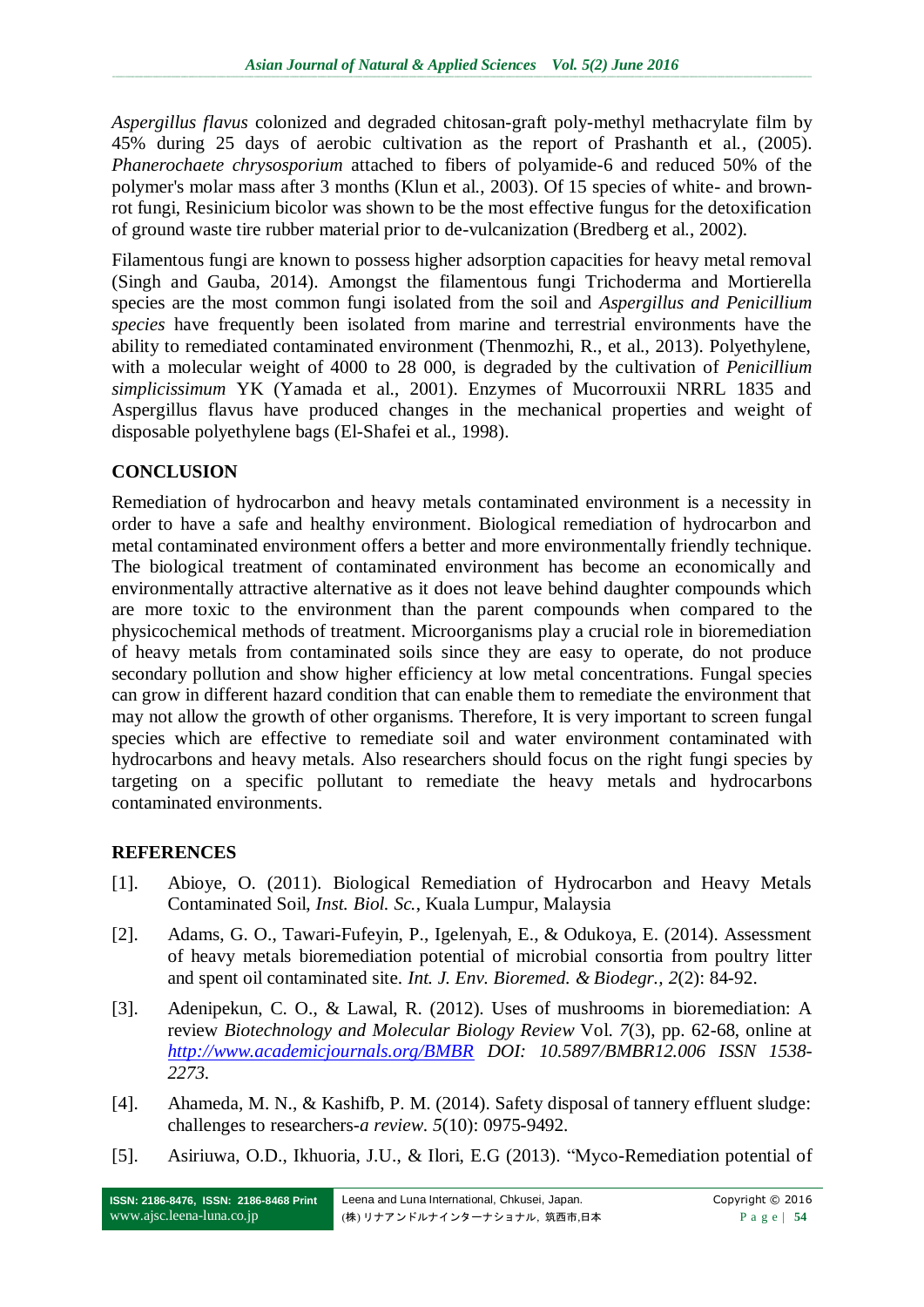*Aspergillus flavus* colonized and degraded chitosan-graft poly-methyl methacrylate film by 45% during 25 days of aerobic cultivation as the report of Prashanth et al., (2005). *Phanerochaete chrysosporium* attached to fibers of polyamide-6 and reduced 50% of the polymer's molar mass after 3 months (Klun et al., 2003). Of 15 species of white- and brown-rot fungi, Resinicium bicolor was shown to be the most effective fungus for the detoxification of ground waste tire rubber material prior to de-vulcanization (Bredberg et al., 2002).

Filamentous fungi are known to possess higher adsorption capacities for heavy metal removal (Singh and Gauba, 2014). Amongst the filamentous fungi Trichoderma and Mortierella species are the most common fungi isolated from the soil and *Aspergillus and Penicillium species* have frequently been isolated from marine and terrestrial environments have the ability to remediated contaminated environment (Thenmozhi, R., et al., 2013). Polyethylene, with a molecular weight of 4000 to 28 000, is degraded by the cultivation of *Penicillium simplicissimum* YK (Yamada et al., 2001). Enzymes of Mucorrouxii NRRL 1835 and Aspergillus flavus have produced changes in the mechanical properties and weight of disposable polyethylene bags (El-Shafei et al., 1998).

## CONCLUSION

Remediation of hydrocarbon and heavy metals contaminated environment is a necessity in order to have a safe and healthy environment. Biological remediation of hydrocarbon and metal contaminated environment offers a better and more environmentally friendly technique. The biological treatment of contaminated environment has become an economically and environmentally attractive alternative as it does not leave behind daughter compounds which are more toxic to the environment than the parent compounds when compared to the physicochemical methods of treatment. Microorganisms play a crucial role in bioremediation of heavy metals from contaminated soils since they are easy to operate, do not produce secondary pollution and show higher efficiency at low metal concentrations. Fungal species can grow in different hazard condition that can enable them to remediate the environment that may not allow the growth of other organisms. Therefore, It is very important to screen fungal species which are effective to remediate soil and water environment contaminated with hydrocarbons and heavy metals. Also researchers should focus on the right fungi species by targeting on a specific pollutant to remediate the heavy metals and hydrocarbons contaminated environments.

## REFERENCES

[1]. Abioye, O. (2011). Biological Remediation of Hydrocarbon and Heavy Metals Contaminated Soil, *Inst. Biol. Sc.*, Kuala Lumpur, Malaysia

[2]. Adams, G. O., Tawari-Fufeyin, P., Igelenyah, E., & Odukoya, E. (2014). Assessment of heavy metals bioremediation potential of microbial consortia from poultry litter and spent oil contaminated site. *Int. J. Env. Bioremed. & Biodegr., 2*(2): 84-92.

[3]. Adenipekun, C. O., & Lawal, R. (2012). Uses of mushrooms in bioremediation: A review *Biotechnology and Molecular Biology Review* Vol. *7*(3), pp. 62-68, online at *http://www.academicjournals.org/BMBR DOI: 10.5897/BMBR12.006 ISSN 1538-2273.*

[4]. Ahameda, M. N., & Kashifb, P. M. (2014). Safety disposal of tannery effluent sludge: challenges to researchers-*a review. 5*(10): 0975-9492.

[5]. Asiriuwa, O.D., Ikhuoria, J.U., & Ilori, E.G (2013). "Myco-Remediation potential of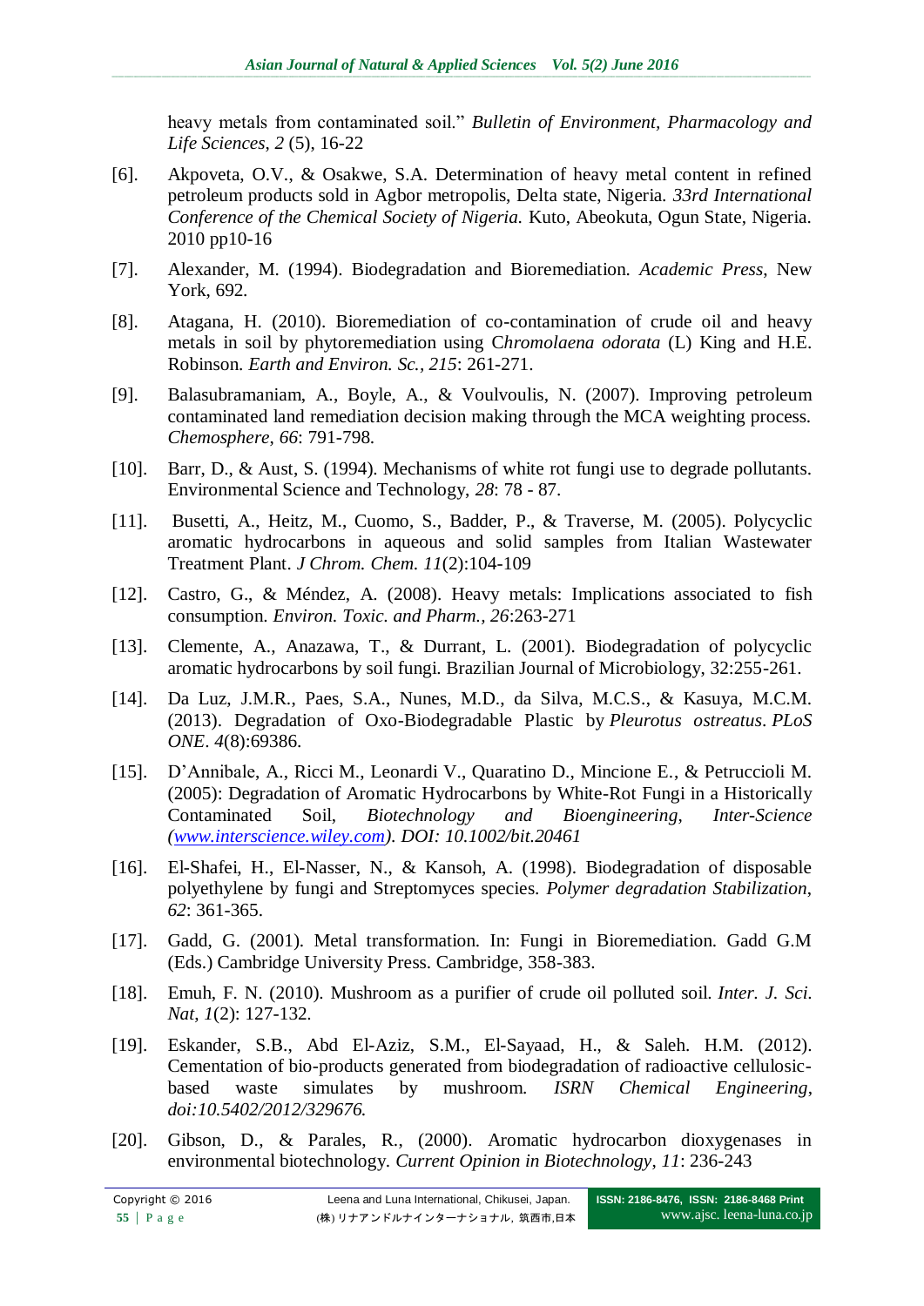heavy metals from contaminated soil." *Bulletin of Environment, Pharmacology and Life Sciences*, *2* (5), 16-22

[6]. Akpoveta, O.V., & Osakwe, S.A. Determination of heavy metal content in refined petroleum products sold in Agbor metropolis, Delta state, Nigeria. *33rd International Conference of the Chemical Society of Nigeria.* Kuto, Abeokuta, Ogun State, Nigeria. 2010 pp10-16

[7]. Alexander, M. (1994). Biodegradation and Bioremediation. *Academic Press*, New York, 692.

[8]. Atagana, H. (2010). Bioremediation of co-contamination of crude oil and heavy metals in soil by phytoremediation using C*hromolaena odorata* (L) King and H.E. Robinson. *Earth and Environ. Sc.*, *215*: 261-271.

[9]. Balasubramaniam, A., Boyle, A., & Voulvoulis, N. (2007). Improving petroleum contaminated land remediation decision making through the MCA weighting process. *Chemosphere*, *66*: 791-798.

[10]. Barr, D., & Aust, S. (1994). Mechanisms of white rot fungi use to degrade pollutants. Environmental Science and Technology, *28*: 78 - 87.

[11]. Busetti, A., Heitz, M., Cuomo, S., Badder, P., & Traverse, M. (2005). Polycyclic aromatic hydrocarbons in aqueous and solid samples from Italian Wastewater Treatment Plant. *J Chrom. Chem. 11*(2):104-109

[12]. Castro, G., & Méndez, A. (2008). Heavy metals: Implications associated to fish consumption. *Environ. Toxic. and Pharm.*, *26*:263-271

[13]. Clemente, A., Anazawa, T., & Durrant, L. (2001). Biodegradation of polycyclic aromatic hydrocarbons by soil fungi. Brazilian Journal of Microbiology, 32:255-261.

[14]. Da Luz, J.M.R., Paes, S.A., Nunes, M.D., da Silva, M.C.S., & Kasuya, M.C.M. (2013). Degradation of Oxo-Biodegradable Plastic by *Pleurotus ostreatus*. *PLoS ONE*. *4*(8):69386.

[15]. D'Annibale, A., Ricci M., Leonardi V., Quaratino D., Mincione E., & Petruccioli M. (2005): Degradation of Aromatic Hydrocarbons by White-Rot Fungi in a Historically Contaminated Soil, *Biotechnology and Bioengineering*, *Inter-Science (www.interscience.wiley.com). DOI: 10.1002/bit.20461*

[16]. El-Shafei, H., El-Nasser, N., & Kansoh, A. (1998). Biodegradation of disposable polyethylene by fungi and Streptomyces species. *Polymer degradation Stabilization*, *62*: 361-365.

[17]. Gadd, G. (2001). Metal transformation. In: Fungi in Bioremediation. Gadd G.M (Eds.) Cambridge University Press. Cambridge, 358-383.

[18]. Emuh, F. N. (2010). Mushroom as a purifier of crude oil polluted soil. *Inter. J. Sci. Nat*, *1*(2): 127-132.

[19]. Eskander, S.B., Abd El-Aziz, S.M., El-Sayaad, H., & Saleh. H.M. (2012). Cementation of bio-products generated from biodegradation of radioactive cellulosic-based waste simulates by mushroom. *ISRN Chemical Engineering*, *doi:10.5402/2012/329676.*

[20]. Gibson, D., & Parales, R., (2000). Aromatic hydrocarbon dioxygenases in environmental biotechnology. *Current Opinion in Biotechnology*, *11*: 236-243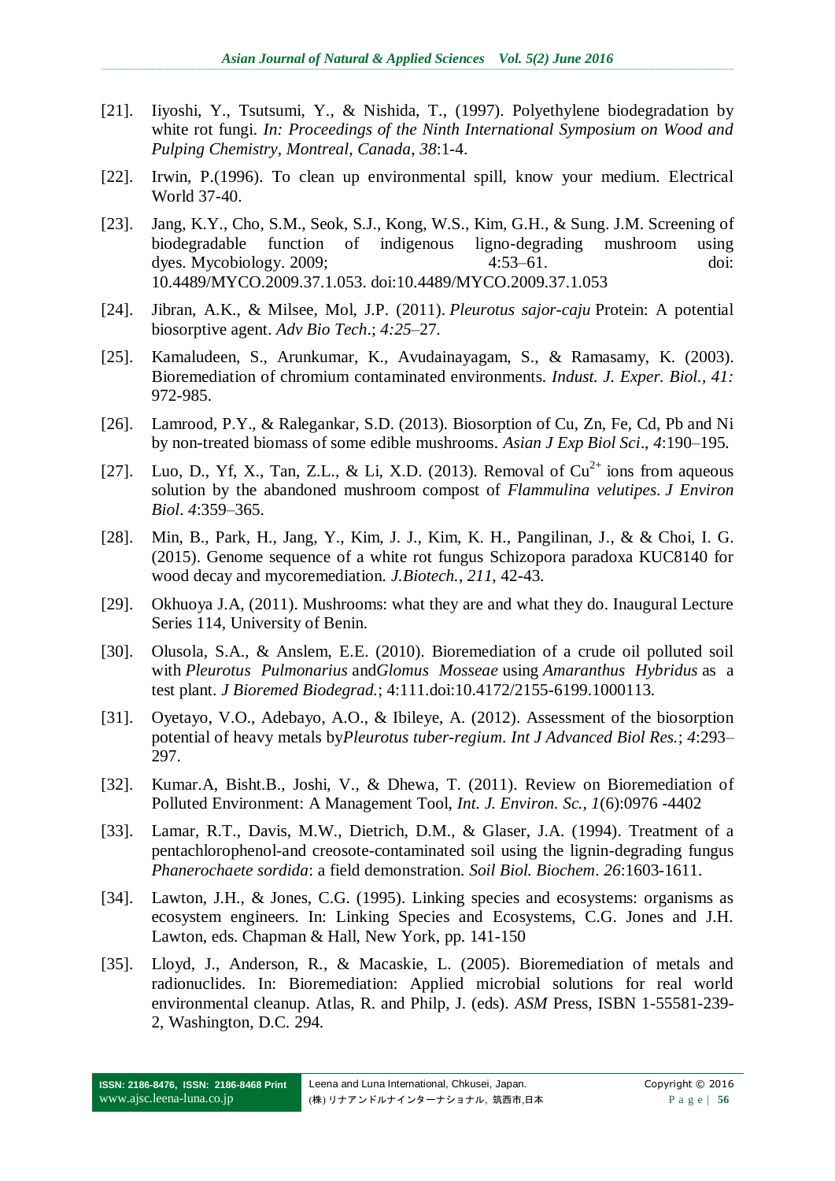[21]. Iiyoshi, Y., Tsutsumi, Y., & Nishida, T., (1997). Polyethylene biodegradation by white rot fungi. *In: Proceedings of the Ninth International Symposium on Wood and Pulping Chemistry, Montreal, Canada, 38*:1-4.

[22]. Irwin, P.(1996). To clean up environmental spill, know your medium. Electrical World 37-40.

[23]. Jang, K.Y., Cho, S.M., Seok, S.J., Kong, W.S., Kim, G.H., & Sung. J.M. Screening of biodegradable function of indigenous ligno-degrading mushroom using dyes. Mycobiology. 2009; 4:53–61. doi: 10.4489/MYCO.2009.37.1.053. doi:10.4489/MYCO.2009.37.1.053

[24]. Jibran, A.K., & Milsee, Mol, J.P. (2011). *Pleurotus sajor-caju* Protein: A potential biosorptive agent. *Adv Bio Tech.*; *4:25*–27.

[25]. Kamaludeen, S., Arunkumar, K., Avudainayagam, S., & Ramasamy, K. (2003). Bioremediation of chromium contaminated environments. *Indust. J. Exper. Biol., 41:* 972-985.

[26]. Lamrood, P.Y., & Ralegankar, S.D. (2013). Biosorption of Cu, Zn, Fe, Cd, Pb and Ni by non-treated biomass of some edible mushrooms. *Asian J Exp Biol Sci*., *4*:190–195.

[27]. Luo, D., Yf, X., Tan, Z.L., & Li, X.D. (2013). Removal of $Cu^{2+}$ ions from aqueous solution by the abandoned mushroom compost of *Flammulina velutipes*. *J Environ Biol*. *4*:359–365.

[28]. Min, B., Park, H., Jang, Y., Kim, J. J., Kim, K. H., Pangilinan, J., & & Choi, I. G. (2015). Genome sequence of a white rot fungus Schizopora paradoxa KUC8140 for wood decay and mycoremediation. *J.Biotech.*, *211*, 42-43.

[29]. Okhuoya J.A, (2011). Mushrooms: what they are and what they do. Inaugural Lecture Series 114, University of Benin.

[30]. Olusola, S.A., & Anslem, E.E. (2010). Bioremediation of a crude oil polluted soil with *Pleurotus Pulmonarius* and*Glomus Mosseae* using *Amaranthus Hybridus* as a test plant. *J Bioremed Biodegrad.*; 4:111.doi:10.4172/2155-6199.1000113.

[31]. Oyetayo, V.O., Adebayo, A.O., & Ibileye, A. (2012). Assessment of the biosorption potential of heavy metals by*Pleurotus tuber-regium*. *Int J Advanced Biol Res.*; *4*:293–297.

[32]. Kumar.A, Bisht.B., Joshi, V., & Dhewa, T. (2011). Review on Bioremediation of Polluted Environment: A Management Tool, *Int. J. Environ. Sc., 1*(6):0976 -4402

[33]. Lamar, R.T., Davis, M.W., Dietrich, D.M., & Glaser, J.A. (1994). Treatment of a pentachlorophenol-and creosote-contaminated soil using the lignin-degrading fungus *Phanerochaete sordida*: a field demonstration. *Soil Biol. Biochem*. *26*:1603-1611.

[34]. Lawton, J.H., & Jones, C.G. (1995). Linking species and ecosystems: organisms as ecosystem engineers. In: Linking Species and Ecosystems, C.G. Jones and J.H. Lawton, eds. Chapman & Hall, New York, pp. 141-150

[35]. Lloyd, J., Anderson, R., & Macaskie, L. (2005). Bioremediation of metals and radionuclides. In: Bioremediation: Applied microbial solutions for real world environmental cleanup. Atlas, R. and Philp, J. (eds). *ASM* Press, ISBN 1-55581-239-2, Washington, D.C. 294.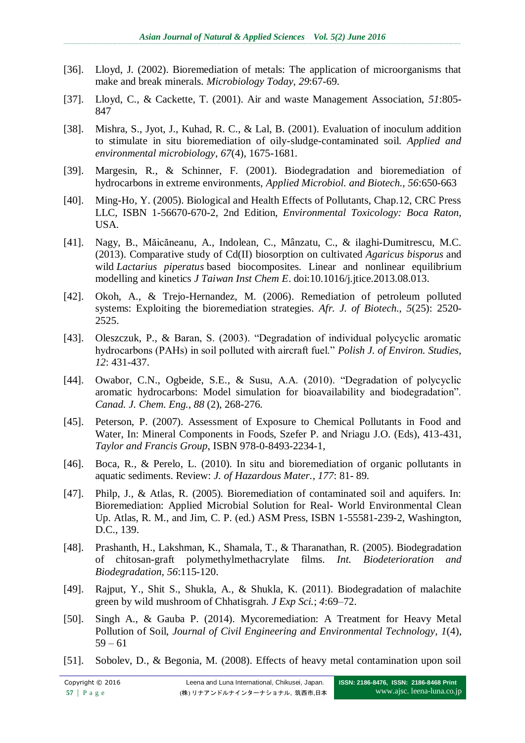[36]. Lloyd, J. (2002). Bioremediation of metals: The application of microorganisms that make and break minerals. *Microbiology Today, 29*:67-69.

[37]. Lloyd, C., & Cackette, T. (2001). Air and waste Management Association, *51*:805-847

[38]. Mishra, S., Jyot, J., Kuhad, R. C., & Lal, B. (2001). Evaluation of inoculum addition to stimulate in situ bioremediation of oily-sludge-contaminated soil. *Applied and environmental microbiology*, *67*(4), 1675-1681.

[39]. Margesin, R., & Schinner, F. (2001). Biodegradation and bioremediation of hydrocarbons in extreme environments, *Applied Microbiol. and Biotech., 56*:650-663

[40]. Ming-Ho, Y. (2005). Biological and Health Effects of Pollutants, Chap.12, CRC Press LLC, ISBN 1-56670-670-2, 2nd Edition, *Environmental Toxicology: Boca Raton*, USA.

[41]. Nagy, B., Măicăneanu, A., Indolean, C., Mânzatu, C., & ilaghi-Dumitrescu, M.C. (2013). Comparative study of Cd(II) biosorption on cultivated *Agaricus bisporus* and wild *Lactarius piperatus* based biocomposites. Linear and nonlinear equilibrium modelling and kinetics *J Taiwan Inst Chem E*. doi:10.1016/j.jtice.2013.08.013.

[42]. Okoh, A., & Trejo-Hernandez, M. (2006). Remediation of petroleum polluted systems: Exploiting the bioremediation strategies. *Afr. J. of Biotech., 5*(25): 2520-2525.

[43]. Oleszczuk, P., & Baran, S. (2003). "Degradation of individual polycyclic aromatic hydrocarbons (PAHs) in soil polluted with aircraft fuel." *Polish J. of Environ. Studies, 12*: 431-437.

[44]. Owabor, C.N., Ogbeide, S.E., & Susu, A.A. (2010). "Degradation of polycyclic aromatic hydrocarbons: Model simulation for bioavailability and biodegradation". *Canad. J. Chem. Eng., 88* (2), 268-276.

[45]. Peterson, P. (2007). Assessment of Exposure to Chemical Pollutants in Food and Water, In: Mineral Components in Foods, Szefer P. and Nriagu J.O. (Eds), 413-431, *Taylor and Francis Group*, ISBN 978-0-8493-2234-1,

[46]. Boca, R., & Perelo, L. (2010). In situ and bioremediation of organic pollutants in aquatic sediments. Review: *J. of Hazardous Mater., 177*: 81- 89.

[47]. Philp, J., & Atlas, R. (2005). Bioremediation of contaminated soil and aquifers. In: Bioremediation: Applied Microbial Solution for Real- World Environmental Clean Up. Atlas, R. M., and Jim, C. P. (ed.) ASM Press, ISBN 1-55581-239-2, Washington, D.C., 139.

[48]. Prashanth, H., Lakshman, K., Shamala, T., & Tharanathan, R. (2005). Biodegradation of chitosan-graft polymethylmethacrylate films. *Int. Biodeterioration and Biodegradation, 56*:115-120.

[49]. Rajput, Y., Shit S., Shukla, A., & Shukla, K. (2011). Biodegradation of malachite green by wild mushroom of Chhatisgrah. *J Exp Sci.*; *4*:69–72.

[50]. Singh A., & Gauba P. (2014). Mycoremediation: A Treatment for Heavy Metal Pollution of Soil, *Journal of Civil Engineering and Environmental Technology*, *1*(4), 59 – 61

[51]. Sobolev, D., & Begonia, M. (2008). Effects of heavy metal contamination upon soil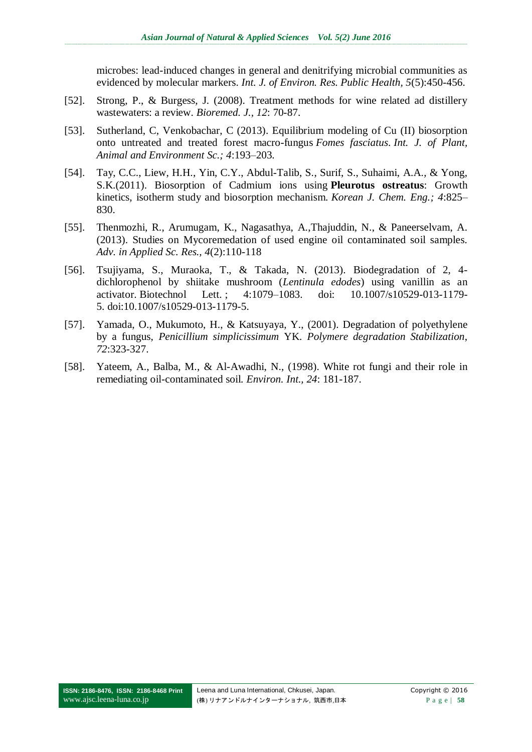microbes: lead-induced changes in general and denitrifying microbial communities as evidenced by molecular markers. *Int. J. of Environ. Res. Public Health, 5*(5):450-456.

[52]. Strong, P., & Burgess, J. (2008). Treatment methods for wine related ad distillery wastewaters: a review. *Bioremed. J., 12*: 70-87.

[53]. Sutherland, C, Venkobachar, C (2013). Equilibrium modeling of Cu (II) biosorption onto untreated and treated forest macro-fungus *Fomes fasciatus*. *Int. J. of Plant, Animal and Environment Sc.; 4*:193–203.

[54]. Tay, C.C., Liew, H.H., Yin, C.Y., Abdul-Talib, S., Surif, S., Suhaimi, A.A., & Yong, S.K.(2011). Biosorption of Cadmium ions using **Pleurotus ostreatus**: Growth kinetics, isotherm study and biosorption mechanism. *Korean J. Chem. Eng.; 4*:825–830.

[55]. Thenmozhi, R., Arumugam, K., Nagasathya, A.,Thajuddin, N., & Paneerselvam, A. (2013). Studies on Mycoremedation of used engine oil contaminated soil samples. *Adv. in Applied Sc. Res., 4*(2):110-118

[56]. Tsujiyama, S., Muraoka, T., & Takada, N. (2013). Biodegradation of 2, 4-dichlorophenol by shiitake mushroom (*Lentinula edodes*) using vanillin as an activator. Biotechnol Lett. ; 4:1079–1083. doi: 10.1007/s10529-013-1179-5. doi:10.1007/s10529-013-1179-5.

[57]. Yamada, O., Mukumoto, H., & Katsuyaya, Y., (2001). Degradation of polyethylene by a fungus, *Penicillium simplicissimum* YK. *Polymere degradation Stabilization*, *72*:323-327.

[58]. Yateem, A., Balba, M., & Al-Awadhi, N., (1998). White rot fungi and their role in remediating oil-contaminated soil. *Environ. Int., 24*: 181-187.